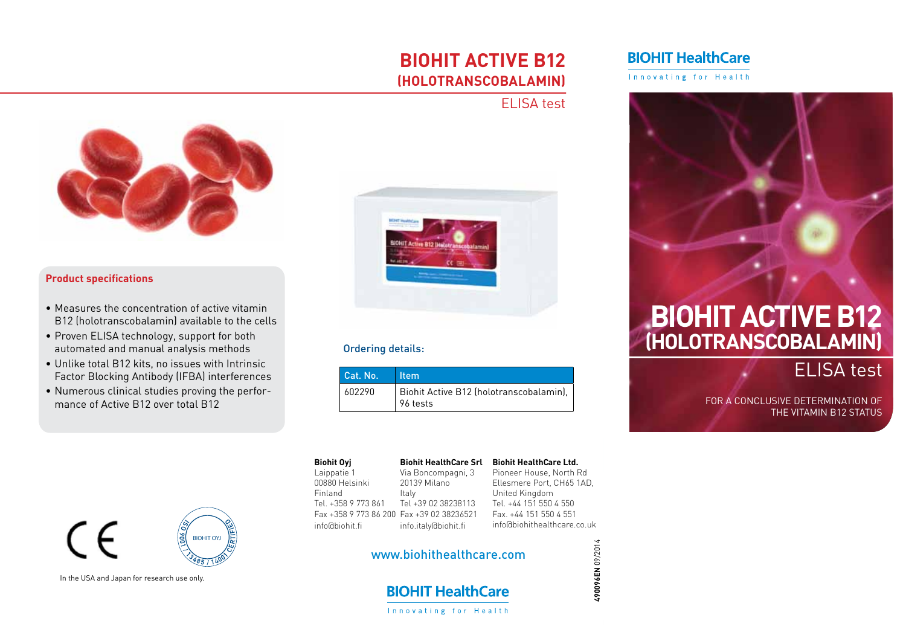# BIOHIT ACTIVE B12 (HOLOTRANSCOBALAMIN)

ELISA test

### Product specifications

- Measures the concentration of active vitamin B12 (holotranscobalamin) available to the cells
- Proven ELISA technology, support for both automated and manual analysis methods
- Unlike total B12 kits, no issues with Intrinsic Factor Blocking Antibody (IFBA) interferences
- Numerous clinical studies proving the performance of Active B12 over total B12

### Ordering details:

| Cat. No. | Item |
|---|---|
| 602290 | Biohit Active B12 (holotranscobalamin), 96 tests |

In the USA and Japan for research use only.

**Biohit Oyj**
Laippatie 1
00880 Helsinki
Finland
Tel. +358 9 773 861
Fax +358 9 773 86 200
info@biohit.fi

**Biohit HealthCare Srl**
Via Boncompagni, 3
20139 Milano
Italy
Tel +39 02 38238113
Fax +39 02 38236521
info.italy@biohit.fi

**Biohit HealthCare Ltd.**
Pioneer House, North Rd
Ellesmere Port, CH65 1AD,
United Kingdom
Tel. +44 151 550 4 550
Fax. +44 151 550 4 551
info@biohithealthcare.co.uk

www.biohithealthcare.com

BIOHIT HealthCare
Innovating for Health

**490096EN** 09/2014

BIOHIT HealthCare
Innovating for Health

# BIOHIT ACTIVE B12 (HOLOTRANSCOBALAMIN)

ELISA test

FOR A CONCLUSIVE DETERMINATION OF THE VITAMIN B12 STATUS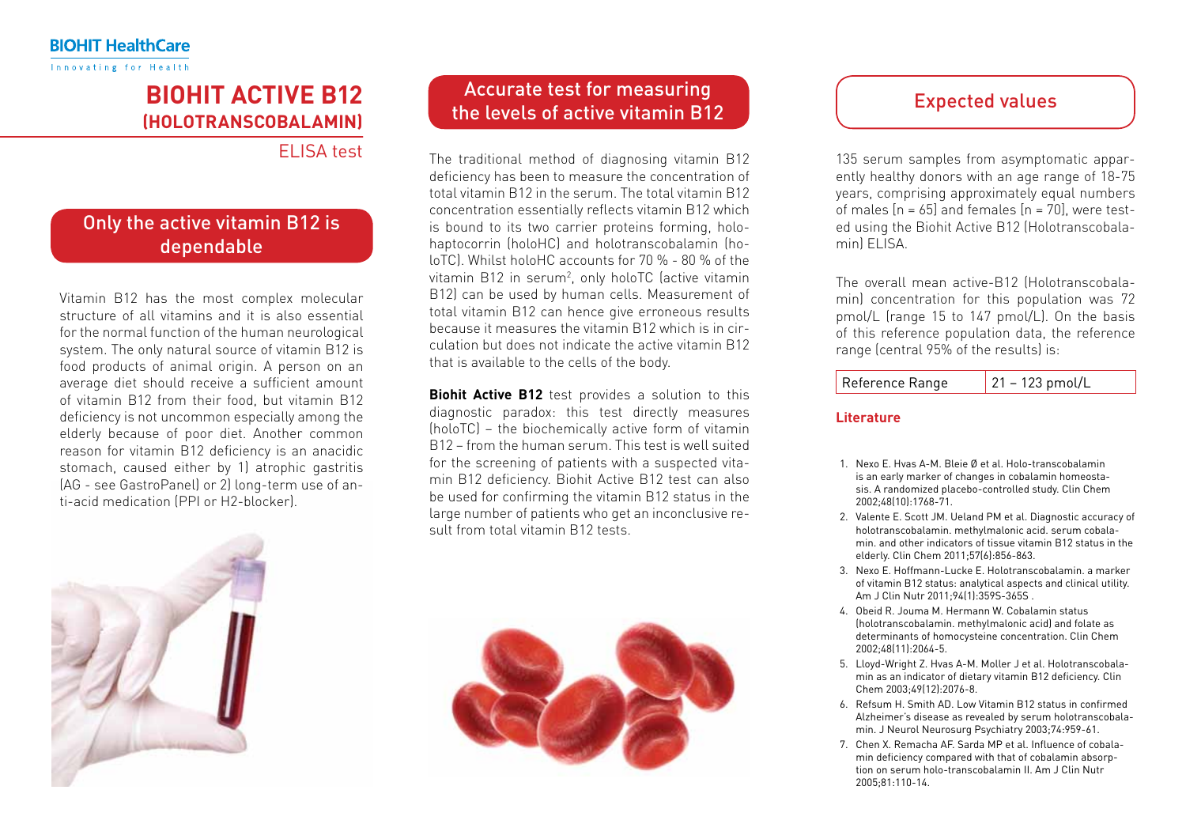BIOHIT HealthCare

Innovating for Health

# BIOHIT ACTIVE B12 (HOLOTRANSCOBALAMIN)

ELISA test

## Only the active vitamin B12 is dependable

Vitamin B12 has the most complex molecular structure of all vitamins and it is also essential for the normal function of the human neurological system. The only natural source of vitamin B12 is food products of animal origin. A person on an average diet should receive a sufficient amount of vitamin B12 from their food, but vitamin B12 deficiency is not uncommon especially among the elderly because of poor diet. Another common reason for vitamin B12 deficiency is an anacidic stomach, caused either by 1) atrophic gastritis (AG - see GastroPanel) or 2) long-term use of anti-acid medication (PPI or H2-blocker).

## Accurate test for measuring the levels of active vitamin B12

The traditional method of diagnosing vitamin B12 deficiency has been to measure the concentration of total vitamin B12 in the serum. The total vitamin B12 concentration essentially reflects vitamin B12 which is bound to its two carrier proteins forming, holohaptocorrin (holoHC) and holotranscobalamin (holoTC). Whilst holoHC accounts for 70 % - 80 % of the vitamin B12 in serum[2], only holoTC (active vitamin B12) can be used by human cells. Measurement of total vitamin B12 can hence give erroneous results because it measures the vitamin B12 which is in circulation but does not indicate the active vitamin B12 that is available to the cells of the body.

**Biohit Active B12** test provides a solution to this diagnostic paradox: this test directly measures (holoTC) – the biochemically active form of vitamin B12 – from the human serum. This test is well suited for the screening of patients with a suspected vitamin B12 deficiency. Biohit Active B12 test can also be used for confirming the vitamin B12 status in the large number of patients who get an inconclusive result from total vitamin B12 tests.

## Expected values

135 serum samples from asymptomatic apparently healthy donors with an age range of 18-75 years, comprising approximately equal numbers of males (n = 65) and females (n = 70), were tested using the Biohit Active B12 (Holotranscobalamin) ELISA.

The overall mean active-B12 (Holotranscobalamin) concentration for this population was 72 pmol/L (range 15 to 147 pmol/L). On the basis of this reference population data, the reference range (central 95% of the results) is:

| | |
|---|---|
| Reference Range | 21 – 123 pmol/L |

### Literature

1. Nexo E. Hvas A-M. Bleie Ø et al. Holo-transcobalamin is an early marker of changes in cobalamin homeostasis. A randomized placebo-controlled study. Clin Chem 2002;48(10):1768-71.
2. Valente E. Scott JM. Ueland PM et al. Diagnostic accuracy of holotranscobalamin. methylmalonic acid. serum cobalamin. and other indicators of tissue vitamin B12 status in the elderly. Clin Chem 2011;57(6):856-863.
3. Nexo E. Hoffmann-Lucke E. Holotranscobalamin. a marker of vitamin B12 status: analytical aspects and clinical utility. Am J Clin Nutr 2011;94(1):359S-365S .
4. Obeid R. Jouma M. Hermann W. Cobalamin status (holotranscobalamin. methylmalonic acid) and folate as determinants of homocysteine concentration. Clin Chem 2002;48(11):2064-5.
5. Lloyd-Wright Z. Hvas A-M. Moller J et al. Holotranscobalamin as an indicator of dietary vitamin B12 deficiency. Clin Chem 2003;49(12):2076-8.
6. Refsum H. Smith AD. Low Vitamin B12 status in confirmed Alzheimer's disease as revealed by serum holotranscobalamin. J Neurol Neurosurg Psychiatry 2003;74:959-61.
7. Chen X. Remacha AF. Sarda MP et al. Influence of cobalamin deficiency compared with that of cobalamin absorption on serum holo-transcobalamin II. Am J Clin Nutr 2005;81:110-14.